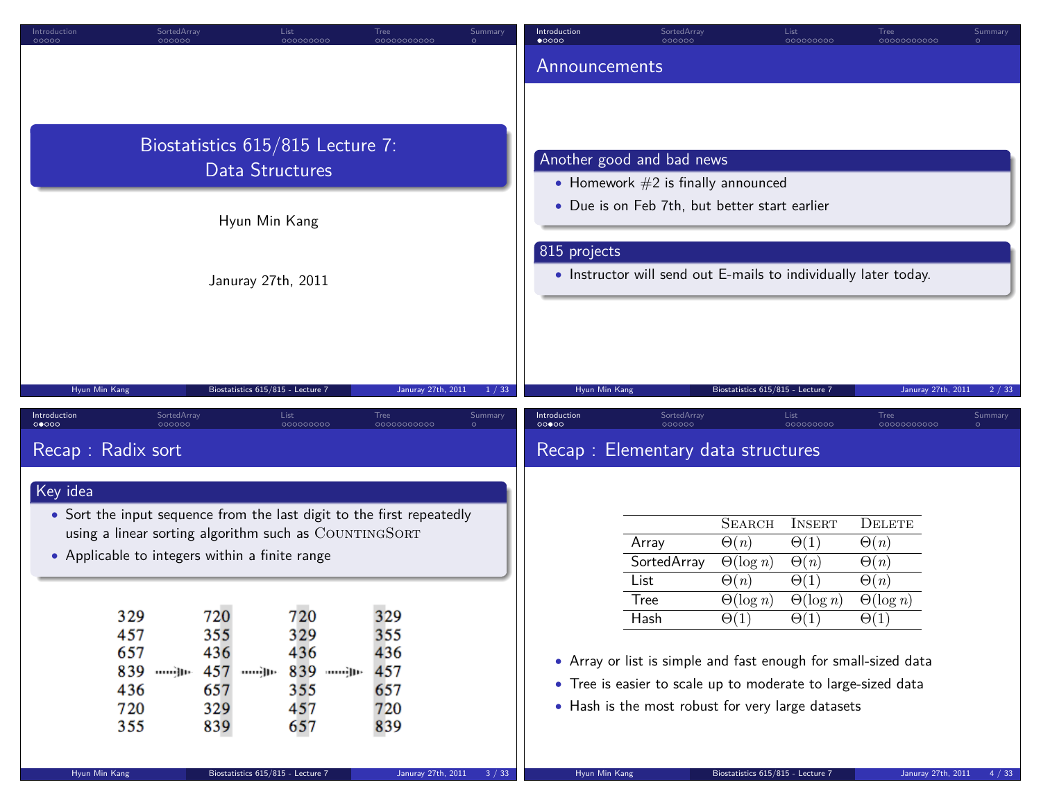# Biostatistics 615/815 Lecture 7: Data Structures

Hyun Min Kang

Januray 27th, 2011

## Announcements

### Another good and bad news

- Homework #2 is finally announced
- Due is on Feb 7th, but better start earlier

### 815 projects

- Instructor will send out E-mails to individually later today.

## Recap : Radix sort

### Key idea

- Sort the input sequence from the last digit to the first repeatedly using a linear sorting algorithm such as CountingSort
- Applicable to integers within a finite range

```
329        720        720        329
457        355        329        355
657        436        436        436
839  --->  457  --->  839  --->  457
436        657        355        657
720        329        457        720
355        839        657        839
```

## Recap : Elementary data structures

| | Search | Insert | Delete |
|---|---|---|---|
| Array | $\Theta(n)$ | $\Theta(1)$ | $\Theta(n)$ |
| SortedArray | $\Theta(\log n)$ | $\Theta(n)$ | $\Theta(n)$ |
| List | $\Theta(n)$ | $\Theta(1)$ | $\Theta(n)$ |
| Tree | $\Theta(\log n)$ | $\Theta(\log n)$ | $\Theta(\log n)$ |
| Hash | $\Theta(1)$ | $\Theta(1)$ | $\Theta(1)$ |

- Array or list is simple and fast enough for small-sized data
- Tree is easier to scale up to moderate to large-sized data
- Hash is the most robust for very large datasets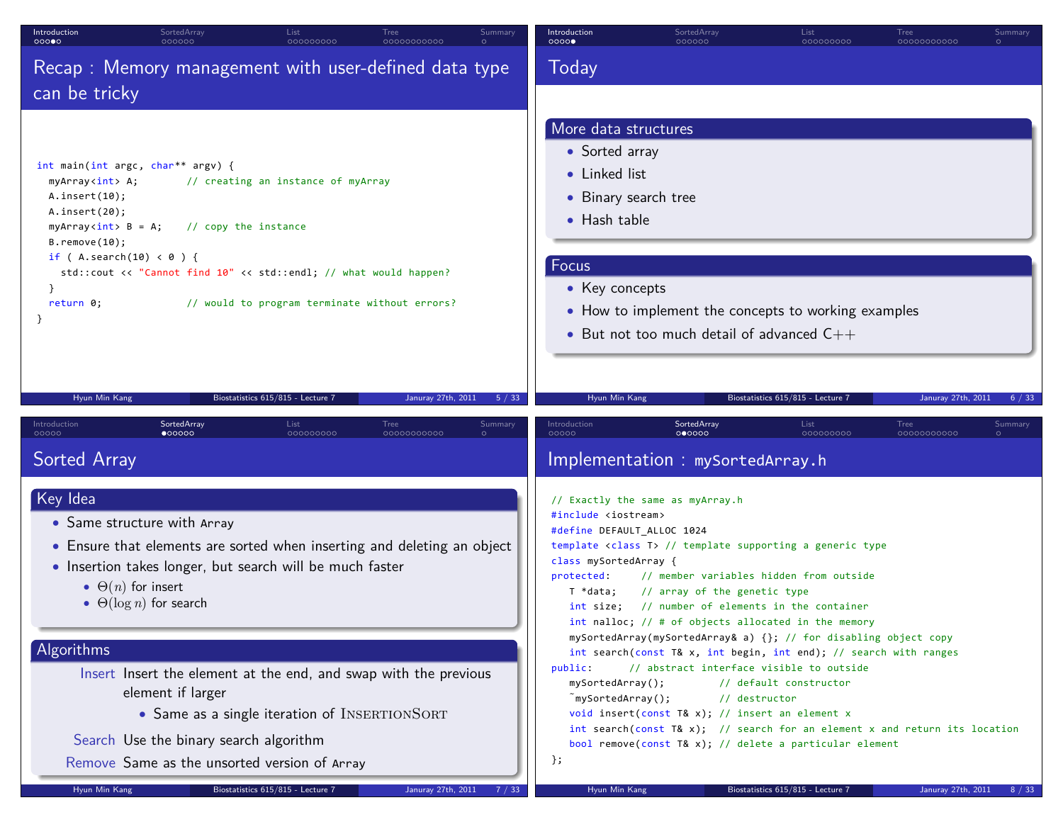## Recap : Memory management with user-defined data type can be tricky

```cpp
int main(int argc, char** argv) {
  myArray<int> A;       // creating an instance of myArray
  A.insert(10);
  A.insert(20);
  myArray<int> B = A;   // copy the instance
  B.remove(10);
  if ( A.search(10) < 0 ) {
    std::cout << "Cannot find 10" << std::endl; // what would happen?
  }
  return 0;             // would to program terminate without errors?
}
```

## Today

### More data structures

- Sorted array
- Linked list
- Binary search tree
- Hash table

### Focus

- Key concepts
- How to implement the concepts to working examples
- But not too much detail of advanced C++

## Sorted Array

### Key Idea

- Same structure with `Array`
- Ensure that elements are sorted when inserting and deleting an object
- Insertion takes longer, but search will be much faster
  - $\Theta(n)$ for insert
  - $\Theta(\log n)$ for search

### Algorithms

**Insert** Insert the element at the end, and swap with the previous element if larger

- Same as a single iteration of InsertionSort

**Search** Use the binary search algorithm

**Remove** Same as the unsorted version of `Array`

## Implementation : `mySortedArray.h`

```cpp
// Exactly the same as myArray.h
#include <iostream>
#define DEFAULT_ALLOC 1024
template <class T> // template supporting a generic type
class mySortedArray {
protected:     // member variables hidden from outside
   T *data;    // array of the genetic type
   int size;   // number of elements in the container
   int nalloc; // # of objects allocated in the memory
   mySortedArray(mySortedArray& a) {}; // for disabling object copy
   int search(const T& x, int begin, int end); // search with ranges
public:      // abstract interface visible to outside
   mySortedArray();         // default constructor
   ~mySortedArray();        // destructor
   void insert(const T& x); // insert an element x
   int search(const T& x);  // search for an element x and return its location
   bool remove(const T& x); // delete a particular element
};
```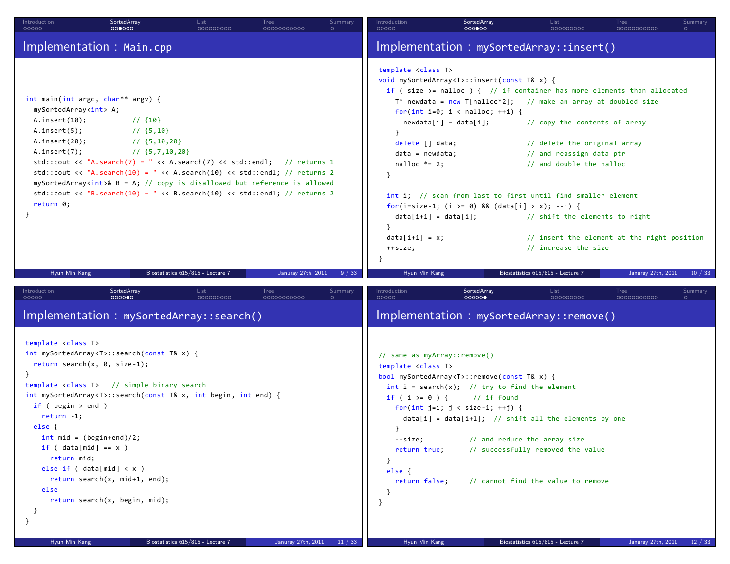## Implementation : Main.cpp

```cpp
int main(int argc, char** argv) {
  mySortedArray<int> A;
  A.insert(10);          // {10}
  A.insert(5);           // {5,10}
  A.insert(20);          // {5,10,20}
  A.insert(7);           // {5,7,10,20}
  std::cout << "A.search(7) = " << A.search(7) << std::endl;   // returns 1
  std::cout << "A.search(10) = " << A.search(10) << std::endl; // returns 2
  mySortedArray<int>& B = A; // copy is disallowed but reference is allowed
  std::cout << "B.search(10) = " << B.search(10) << std::endl; // returns 2
  return 0;
}
```

## Implementation : mySortedArray::insert()

```cpp
template <class T>
void mySortedArray<T>::insert(const T& x) {
  if ( size >= nalloc ) {  // if container has more elements than allocated
    T* newdata = new T[nalloc*2];   // make an array at doubled size
    for(int i=0; i < nalloc; ++i) {
      newdata[i] = data[i];         // copy the contents of array
    }
    delete [] data;                 // delete the original array
    data = newdata;                 // and reassign data ptr
    nalloc *= 2;                    // and double the nalloc
  }

  int i;  // scan from last to first until find smaller element
  for(i=size-1; (i >= 0) && (data[i] > x); --i) {
    data[i+1] = data[i];            // shift the elements to right
  }
  data[i+1] = x;                    // insert the element at the right position
  ++size;                           // increase the size
}
```

## Implementation : mySortedArray::search()

```cpp
template <class T>
int mySortedArray<T>::search(const T& x) {
  return search(x, 0, size-1);
}
template <class T>   // simple binary search
int mySortedArray<T>::search(const T& x, int begin, int end) {
  if ( begin > end )
    return -1;
  else {
    int mid = (begin+end)/2;
    if ( data[mid] == x )
      return mid;
    else if ( data[mid] < x )
      return search(x, mid+1, end);
    else
      return search(x, begin, mid);
  }
}
```

## Implementation : mySortedArray::remove()

```cpp
// same as myArray::remove()
template <class T>
bool mySortedArray<T>::remove(const T& x) {
  int i = search(x);  // try to find the element
  if ( i >= 0 ) {      // if found
    for(int j=i; j < size-1; ++j) {
      data[i] = data[i+1];  // shift all the elements by one
    }
    --size;           // and reduce the array size
    return true;      // successfully removed the value
  }
  else {
    return false;     // cannot find the value to remove
  }
}
```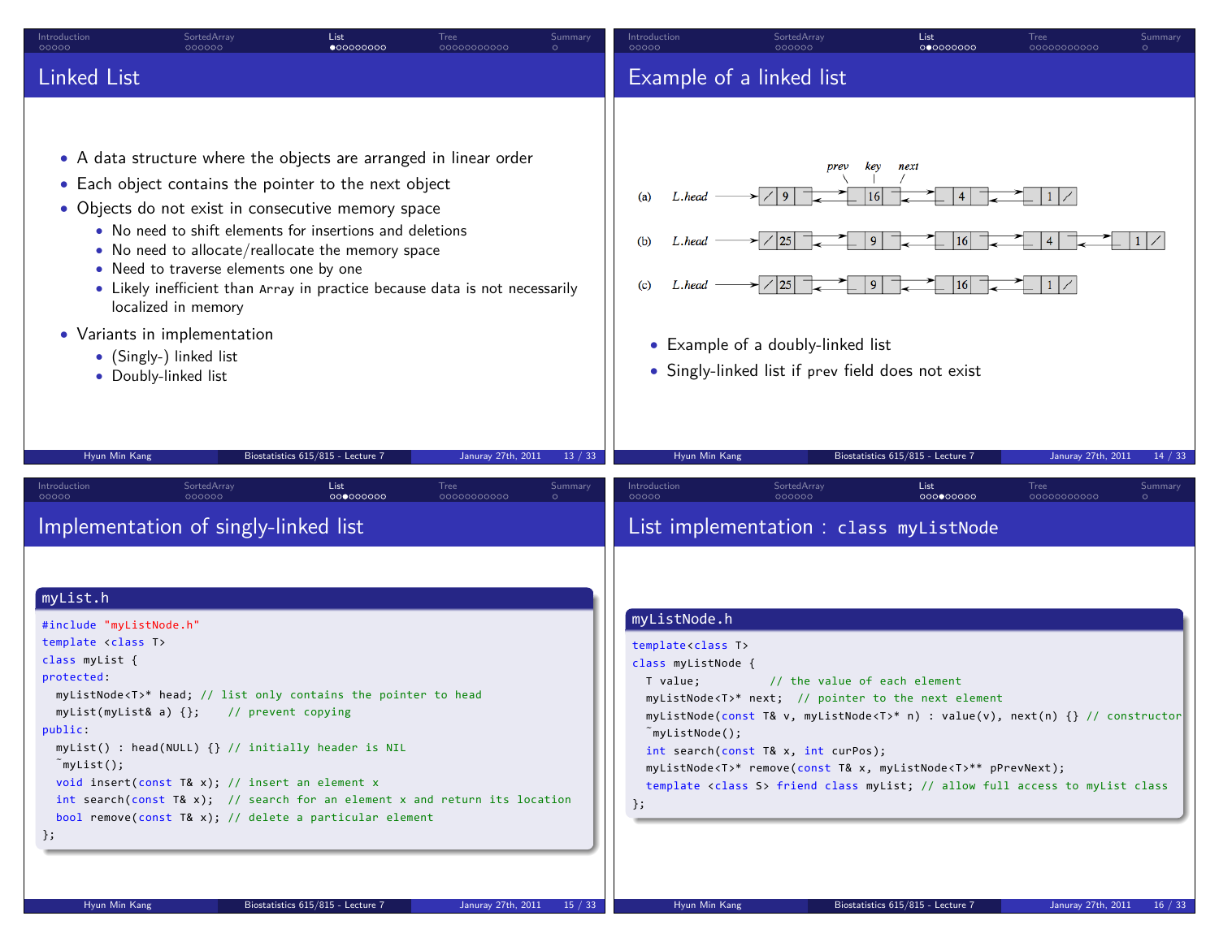## Linked List

- A data structure where the objects are arranged in linear order
- Each object contains the pointer to the next object
- Objects do not exist in consecutive memory space
  - No need to shift elements for insertions and deletions
  - No need to allocate/reallocate the memory space
  - Need to traverse elements one by one
  - Likely inefficient than `Array` in practice because data is not necessarily localized in memory
- Variants in implementation
  - (Singly-) linked list
  - Doubly-linked list

## Example of a linked list

(a) L.head → [/ | 9 | ] ⇄ [ | 16 | ] ⇄ [ | 4 | ] ⇄ [ | 1 | /]   (fields: prev, key, next)

(b) L.head → [/ | 25 | ] ⇄ [ | 9 | ] ⇄ [ | 16 | ] ⇄ [ | 4 | ] ⇄ [ | 1 | /]

(c) L.head → [/ | 25 | ] ⇄ [ | 9 | ] ⇄ [ | 16 | ] ⇄ [ | 1 | /]

- Example of a doubly-linked list
- Singly-linked list if `prev` field does not exist

## Implementation of singly-linked list

**myList.h**

```
#include "myListNode.h"
template <class T>
class myList {
protected:
  myListNode<T>* head; // list only contains the pointer to head
  myList(myList& a) {};    // prevent copying
public:
  myList() : head(NULL) {} // initially header is NIL
  ~myList();
  void insert(const T& x); // insert an element x
  int search(const T& x);  // search for an element x and return its location
  bool remove(const T& x); // delete a particular element
};
```

## List implementation : `class myListNode`

**myListNode.h**

```
template<class T>
class myListNode {
  T value;          // the value of each element
  myListNode<T>* next;  // pointer to the next element
  myListNode(const T& v, myListNode<T>* n) : value(v), next(n) {} // constructor
  ~myListNode();
  int search(const T& x, int curPos);
  myListNode<T>* remove(const T& x, myListNode<T>** pPrevNext);
  template <class S> friend class myList; // allow full access to myList class
};
```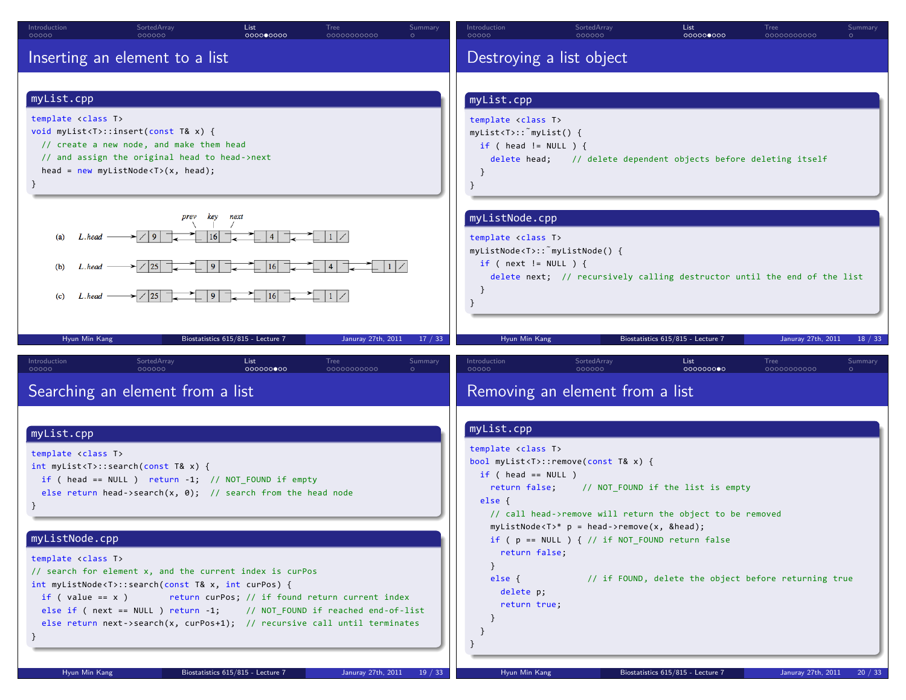# Inserting an element to a list

**myList.cpp**

```
template <class T>
void myList<T>::insert(const T& x) {
  // create a new node, and make them head
  // and assign the original head to head->next
  head = new myListNode<T>(x, head);
}
```

(a) L.head → 9 → 16 → 4 → 1

(b) L.head → 25 → 9 → 16 → 4 → 1

(c) L.head → 25 → 9 → 16 → 1

# Destroying a list object

**myList.cpp**

```
template <class T>
myList<T>::~myList() {
  if ( head != NULL ) {
    delete head;    // delete dependent objects before deleting itself
  }
}
```

**myListNode.cpp**

```
template <class T>
myListNode<T>::~myListNode() {
  if ( next != NULL ) {
    delete next;  // recursively calling destructor until the end of the list
  }
}
```

# Searching an element from a list

**myList.cpp**

```
template <class T>
int myList<T>::search(const T& x) {
  if ( head == NULL )  return -1;  // NOT_FOUND if empty
  else return head->search(x, 0);  // search from the head node
}
```

**myListNode.cpp**

```
template <class T>
// search for element x, and the current index is curPos
int myListNode<T>::search(const T& x, int curPos) {
  if ( value == x )        return curPos; // if found return current index
  else if ( next == NULL ) return -1;     // NOT_FOUND if reached end-of-list
  else return next->search(x, curPos+1);  // recursive call until terminates
}
```

# Removing an element from a list

**myList.cpp**

```
template <class T>
bool myList<T>::remove(const T& x) {
  if ( head == NULL )
    return false;     // NOT_FOUND if the list is empty
  else {
    // call head->remove will return the object to be removed
    myListNode<T>* p = head->remove(x, &head);
    if ( p == NULL ) { // if NOT_FOUND return false
      return false;
    }
    else {             // if FOUND, delete the object before returning true
      delete p;
      return true;
    }
  }
}
```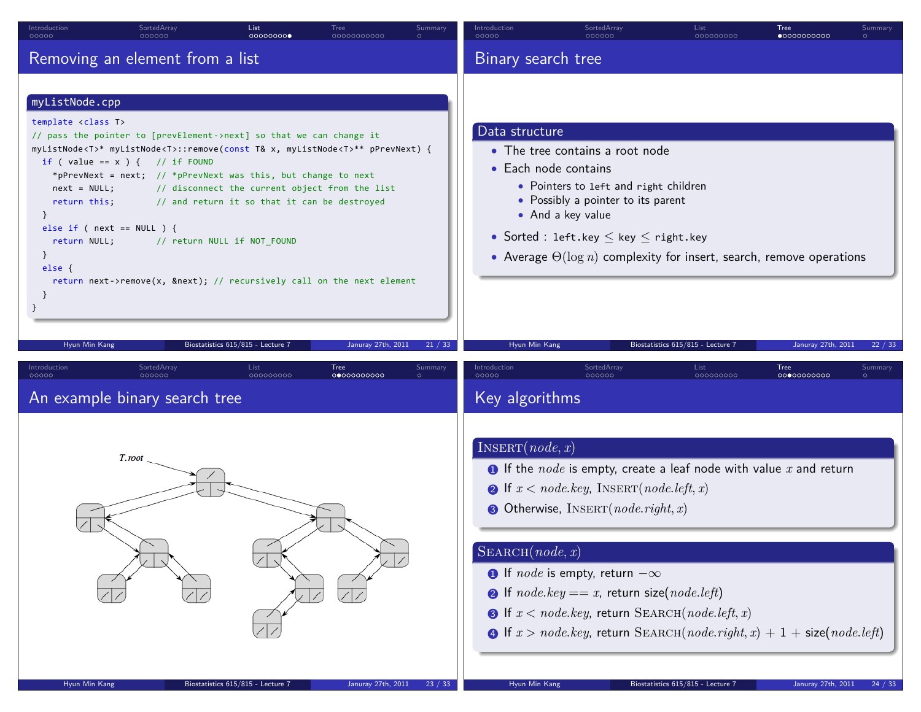## Removing an element from a list

**myListNode.cpp**

```
template <class T>
// pass the pointer to [prevElement->next] so that we can change it
myListNode<T>* myListNode<T>::remove(const T& x, myListNode<T>** pPrevNext) {
  if ( value == x ) {   // if FOUND
    *pPrevNext = next;  // *pPrevNext was this, but change to next
    next = NULL;        // disconnect the current object from the list
    return this;        // and return it so that it can be destroyed
  }
  else if ( next == NULL ) {
    return NULL;        // return NULL if NOT_FOUND
  }
  else {
    return next->remove(x, &next); // recursively call on the next element
  }
}
```

## Binary search tree

**Data structure**

- The tree contains a root node
- Each node contains
  - Pointers to `left` and `right` children
  - Possibly a pointer to its parent
  - And a key value
- Sorted : `left.key` $\leq$ `key` $\leq$ `right.key`
- Average $\Theta(\log n)$ complexity for insert, search, remove operations

## An example binary search tree

*T.root*

## Key algorithms

**INSERT($node, x$)**

1. If the $node$ is empty, create a leaf node with value $x$ and return
2. If $x < node.key$, INSERT($node.left, x$)
3. Otherwise, INSERT($node.right, x$)

**SEARCH($node, x$)**

1. If $node$ is empty, return $-\infty$
2. If $node.key == x$, return size($node.left$)
3. If $x < node.key$, return SEARCH($node.left, x$)
4. If $x > node.key$, return SEARCH($node.right, x$) + 1 + size($node.left$)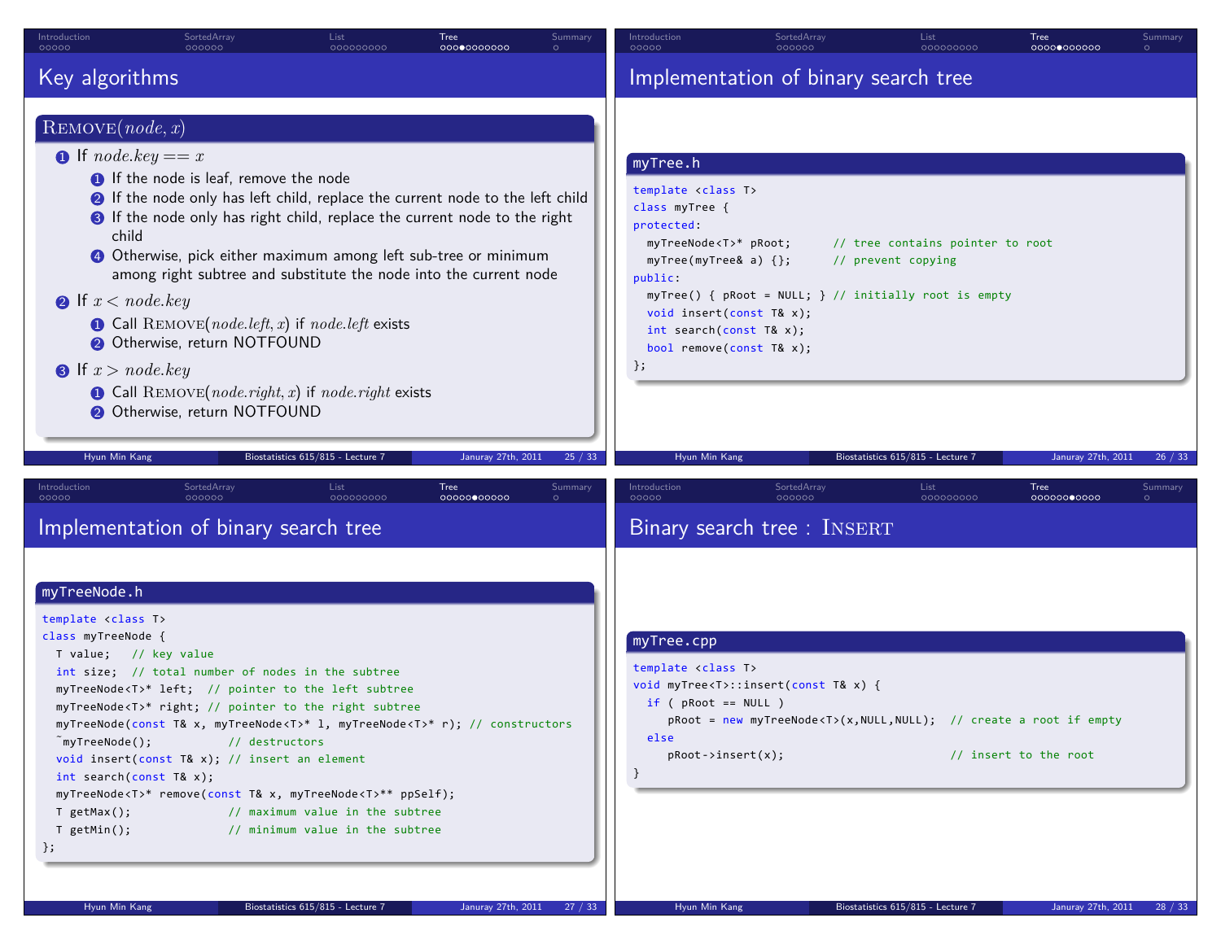## Key algorithms

**REMOVE($node, x$)**

1. If $node.key == x$
   1. If the node is leaf, remove the node
   2. If the node only has left child, replace the current node to the left child
   3. If the node only has right child, replace the current node to the right child
   4. Otherwise, pick either maximum among left sub-tree or minimum among right subtree and substitute the node into the current node
2. If $x < node.key$
   1. Call REMOVE($node.left, x$) if $node.left$ exists
   2. Otherwise, return NOTFOUND
3. If $x > node.key$
   1. Call REMOVE($node.right, x$) if $node.right$ exists
   2. Otherwise, return NOTFOUND

## Implementation of binary search tree

**myTree.h**

```
template <class T>
class myTree {
protected:
  myTreeNode<T>* pRoot;      // tree contains pointer to root
  myTree(myTree& a) {};      // prevent copying
public:
  myTree() { pRoot = NULL; } // initially root is empty
  void insert(const T& x);
  int search(const T& x);
  bool remove(const T& x);
};
```

## Implementation of binary search tree

**myTreeNode.h**

```
template <class T>
class myTreeNode {
  T value;   // key value
  int size;  // total number of nodes in the subtree
  myTreeNode<T>* left;  // pointer to the left subtree
  myTreeNode<T>* right; // pointer to the right subtree
  myTreeNode(const T& x, myTreeNode<T>* l, myTreeNode<T>* r); // constructors
  ~myTreeNode();           // destructors
  void insert(const T& x); // insert an element
  int search(const T& x);
  myTreeNode<T>* remove(const T& x, myTreeNode<T>** ppSelf);
  T getMax();              // maximum value in the subtree
  T getMin();              // minimum value in the subtree
};
```

## Binary search tree : INSERT

**myTree.cpp**

```
template <class T>
void myTree<T>::insert(const T& x) {
  if ( pRoot == NULL )
     pRoot = new myTreeNode<T>(x,NULL,NULL);  // create a root if empty
  else
     pRoot->insert(x);                        // insert to the root
}
```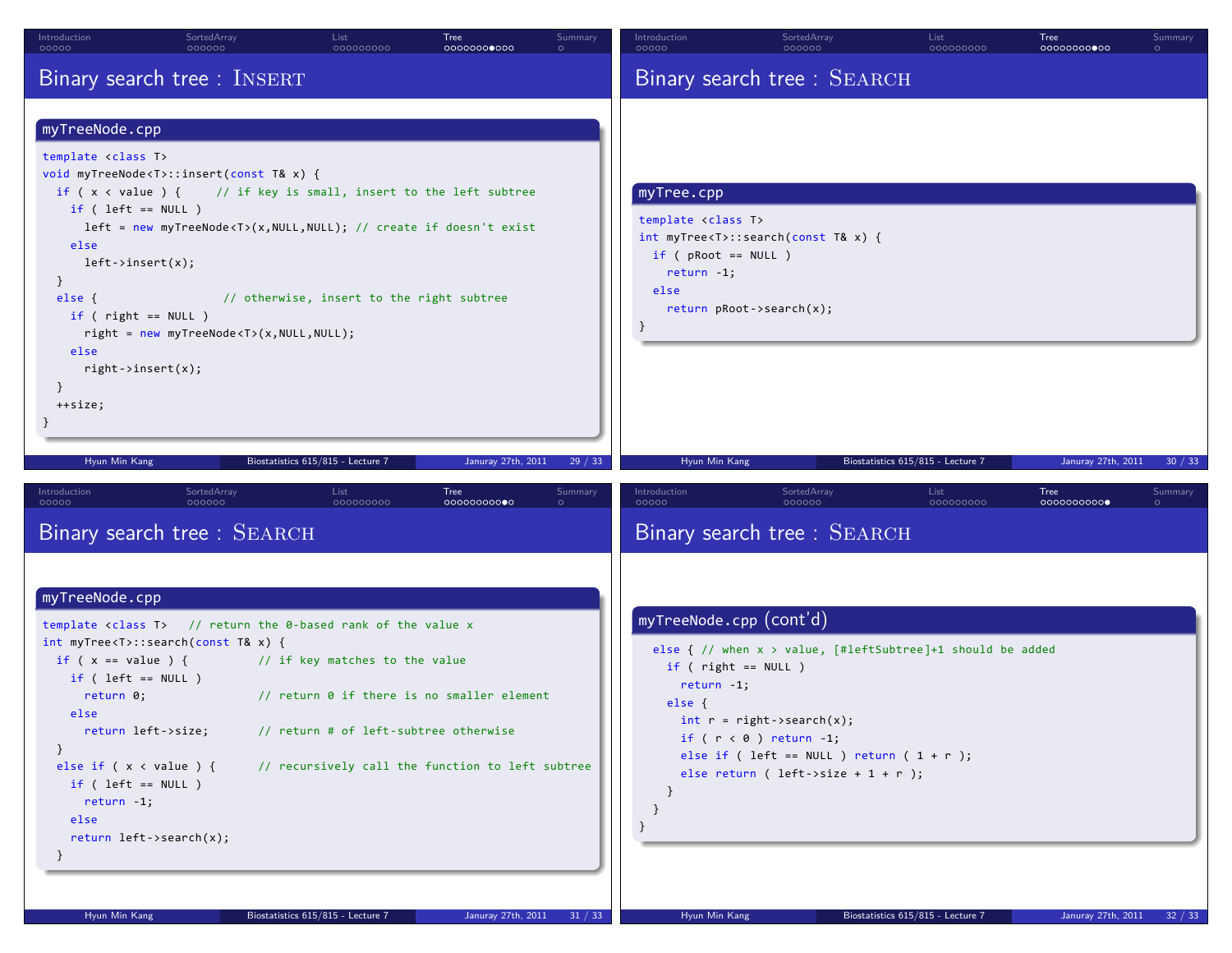## Binary search tree : INSERT

**myTreeNode.cpp**

```
template <class T>
void myTreeNode<T>::insert(const T& x) {
  if ( x < value ) {     // if key is small, insert to the left subtree
    if ( left == NULL )
      left = new myTreeNode<T>(x,NULL,NULL); // create if doesn't exist
    else
      left->insert(x);
  }
  else {                  // otherwise, insert to the right subtree
    if ( right == NULL )
      right = new myTreeNode<T>(x,NULL,NULL);
    else
      right->insert(x);
  }
  ++size;
}
```

## Binary search tree : SEARCH

**myTree.cpp**

```
template <class T>
int myTree<T>::search(const T& x) {
  if ( pRoot == NULL )
    return -1;
  else
    return pRoot->search(x);
}
```

## Binary search tree : SEARCH

**myTreeNode.cpp**

```
template <class T>   // return the 0-based rank of the value x
int myTree<T>::search(const T& x) {
  if ( x == value ) {          // if key matches to the value
    if ( left == NULL )
      return 0;                // return 0 if there is no smaller element
    else
      return left->size;       // return # of left-subtree otherwise
  }
  else if ( x < value ) {      // recursively call the function to left subtree
    if ( left == NULL )
      return -1;
    else
    return left->search(x);
  }
```

## Binary search tree : SEARCH

**myTreeNode.cpp (cont'd)**

```
  else { // when x > value, [#leftSubtree]+1 should be added
    if ( right == NULL )
      return -1;
    else {
      int r = right->search(x);
      if ( r < 0 ) return -1;
      else if ( left == NULL ) return ( 1 + r );
      else return ( left->size + 1 + r );
    }
  }
}
```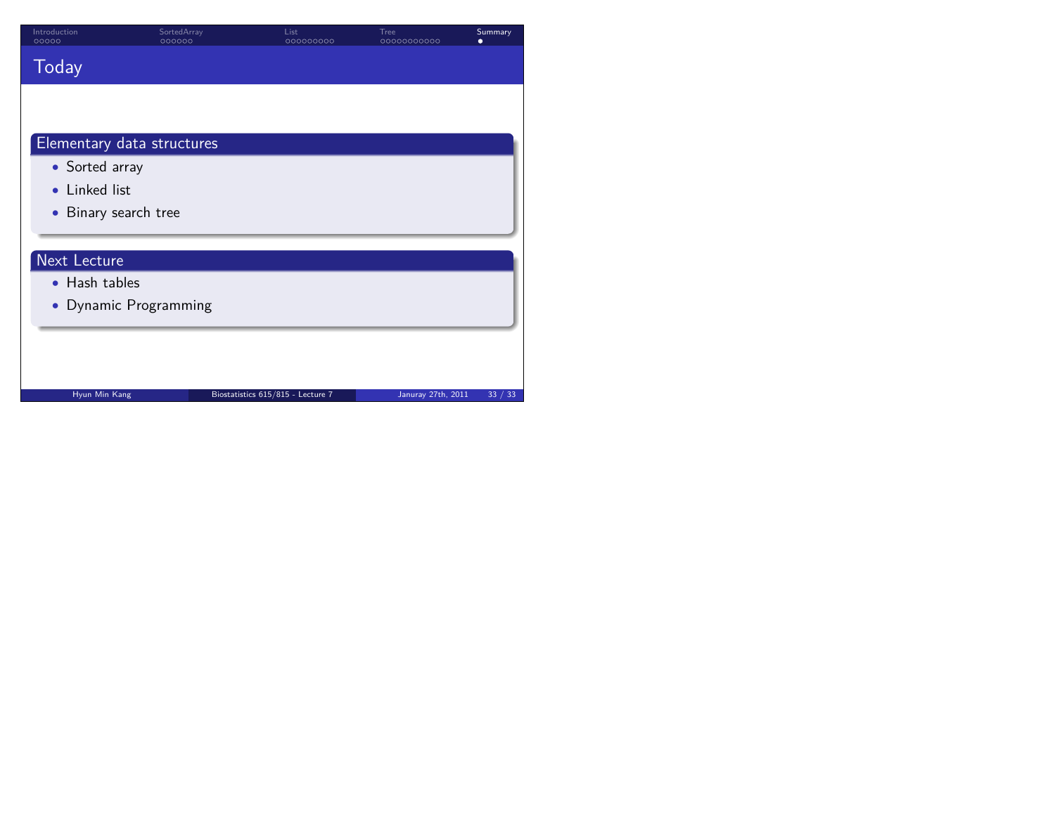# Today

## Elementary data structures

- Sorted array
- Linked list
- Binary search tree

## Next Lecture

- Hash tables
- Dynamic Programming